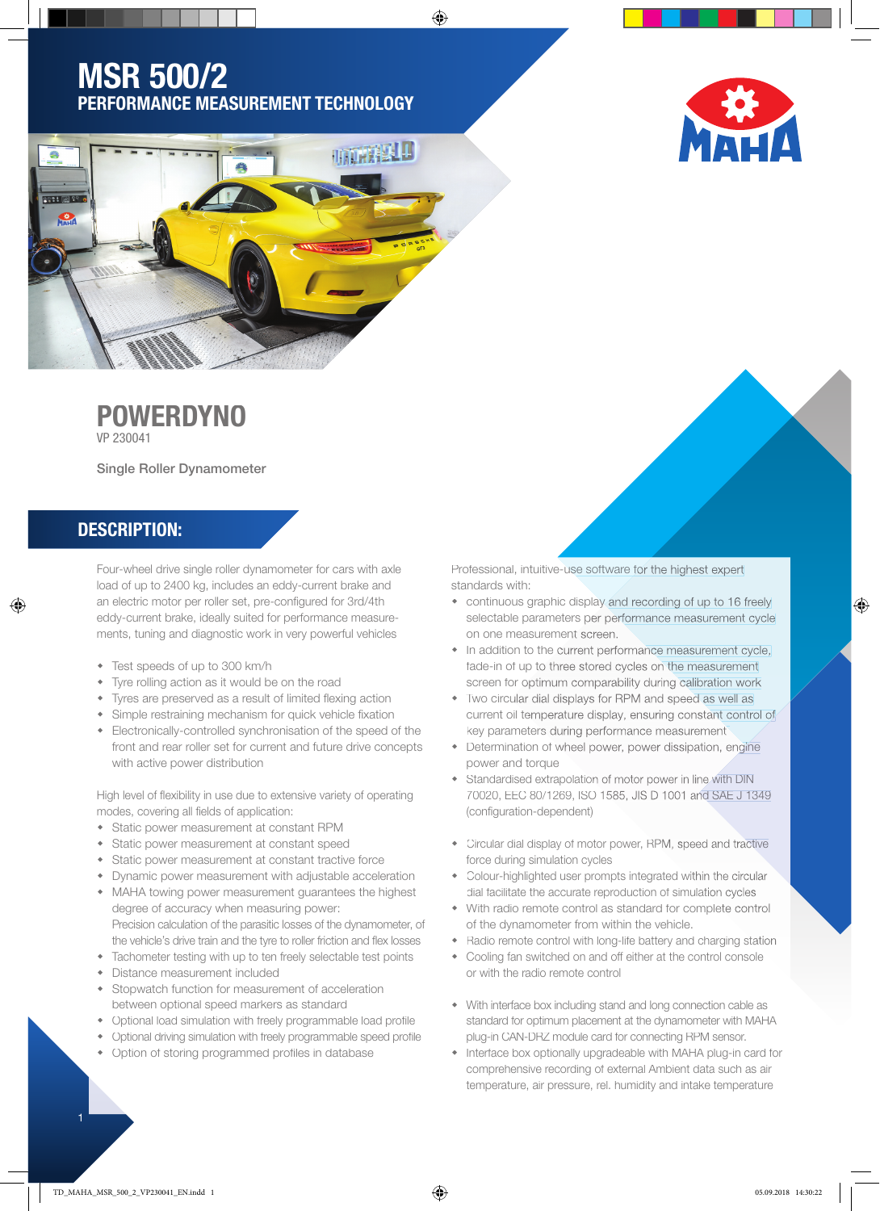# MSR 500/2

## PERFORMANCE MEASUREMENT TECHNOLOGY

# POWERDYNO

VP 230041

Single Roller Dynamometer

## DESCRIPTION:

Four-wheel drive single roller dynamometer for cars with axle load of up to 2400 kg, includes an eddy-current brake and an electric motor per roller set, pre-configured for 3rd/4th eddy-current brake, ideally suited for performance measurements, tuning and diagnostic work in very powerful vehicles

- Test speeds of up to 300 km/h
- Tyre rolling action as it would be on the road
- Tyres are preserved as a result of limited flexing action
- Simple restraining mechanism for quick vehicle fixation
- Electronically-controlled synchronisation of the speed of the front and rear roller set for current and future drive concepts with active power distribution

High level of flexibility in use due to extensive variety of operating modes, covering all fields of application:

- Static power measurement at constant RPM
- Static power measurement at constant speed
- Static power measurement at constant tractive force
- Dynamic power measurement with adjustable acceleration
- MAHA towing power measurement guarantees the highest degree of accuracy when measuring power:
  Precision calculation of the parasitic losses of the dynamometer, of the vehicle's drive train and the tyre to roller friction and flex losses
- Tachometer testing with up to ten freely selectable test points
- Distance measurement included
- Stopwatch function for measurement of acceleration between optional speed markers as standard
- Optional load simulation with freely programmable load profile
- Optional driving simulation with freely programmable speed profile
- Option of storing programmed profiles in database

Professional, intuitive-use software for the highest expert standards with:

- continuous graphic display and recording of up to 16 freely selectable parameters per performance measurement cycle on one measurement screen.
- In addition to the current performance measurement cycle, fade-in of up to three stored cycles on the measurement screen for optimum comparability during calibration work
- Two circular dial displays for RPM and speed as well as current oil temperature display, ensuring constant control of key parameters during performance measurement
- Determination of wheel power, power dissipation, engine power and torque
- Standardised extrapolation of motor power in line with DIN 70020, EEC 80/1269, ISO 1585, JIS D 1001 and SAE J 1349 (configuration-dependent)

- Circular dial display of motor power, RPM, speed and tractive force during simulation cycles
- Colour-highlighted user prompts integrated within the circular dial facilitate the accurate reproduction of simulation cycles
- With radio remote control as standard for complete control of the dynamometer from within the vehicle.
- Radio remote control with long-life battery and charging station
- Cooling fan switched on and off either at the control console or with the radio remote control

- With interface box including stand and long connection cable as standard for optimum placement at the dynamometer with MAHA plug-in CAN-DRZ module card for connecting RPM sensor.
- Interface box optionally upgradeable with MAHA plug-in card for comprehensive recording of external Ambient data such as air temperature, air pressure, rel. humidity and intake temperature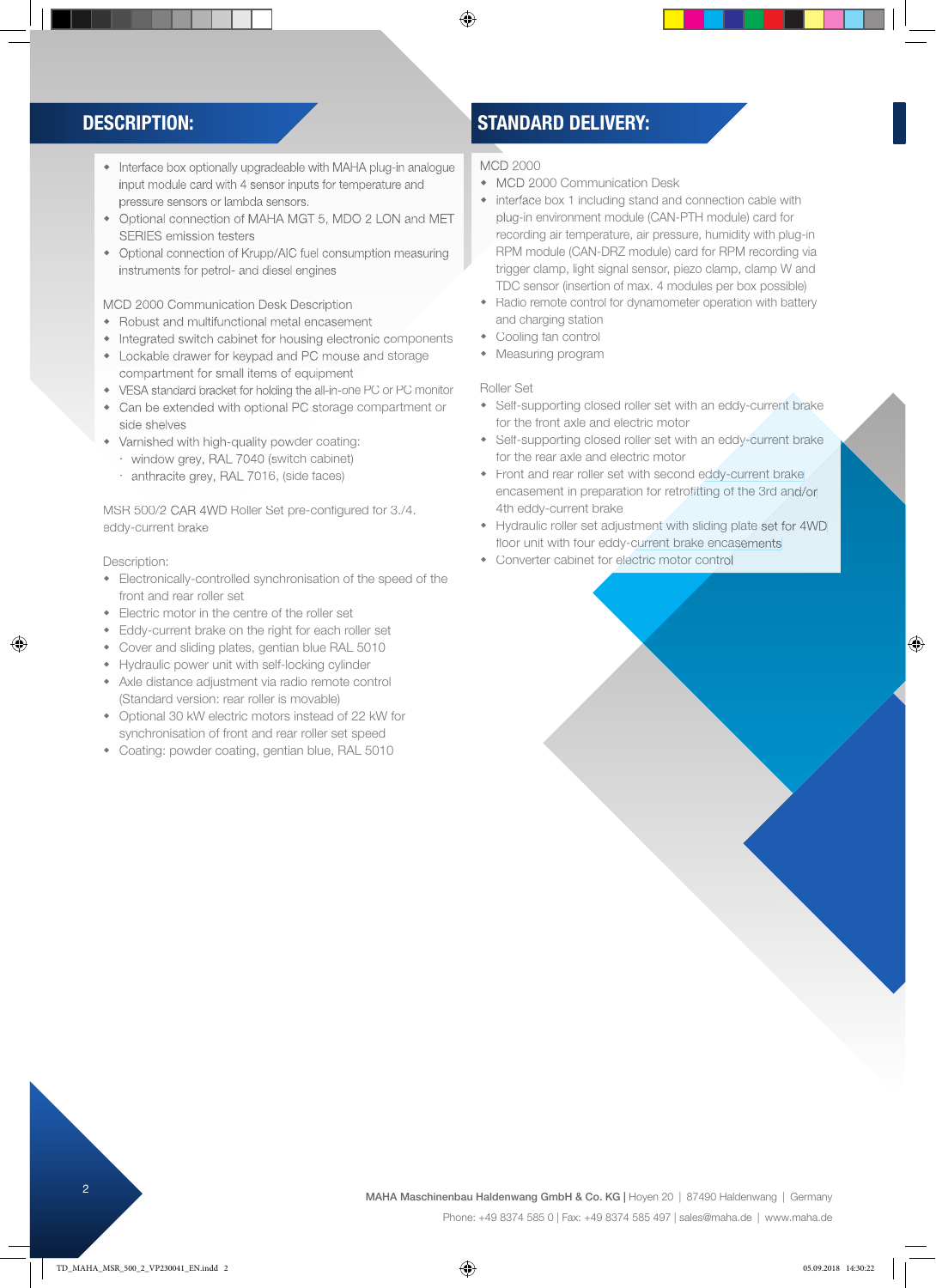## DESCRIPTION:

- Interface box optionally upgradeable with MAHA plug-in analogue input module card with 4 sensor inputs for temperature and pressure sensors or lambda sensors.
- Optional connection of MAHA MGT 5, MDO 2 LON and MET SERIES emission testers
- Optional connection of Krupp/AIC fuel consumption measuring instruments for petrol- and diesel engines

MCD 2000 Communication Desk Description

- Robust and multifunctional metal encasement
- Integrated switch cabinet for housing electronic components
- Lockable drawer for keypad and PC mouse and storage compartment for small items of equipment
- VESA standard bracket for holding the all-in-one PC or PC monitor
- Can be extended with optional PC storage compartment or side shelves
- Varnished with high-quality powder coating:
  - window grey, RAL 7040 (switch cabinet)
  - anthracite grey, RAL 7016, (side faces)

MSR 500/2 CAR 4WD Roller Set pre-configured for 3./4. eddy-current brake

Description:

- Electronically-controlled synchronisation of the speed of the front and rear roller set
- Electric motor in the centre of the roller set
- Eddy-current brake on the right for each roller set
- Cover and sliding plates, gentian blue RAL 5010
- Hydraulic power unit with self-locking cylinder
- Axle distance adjustment via radio remote control (Standard version: rear roller is movable)
- Optional 30 kW electric motors instead of 22 kW for synchronisation of front and rear roller set speed
- Coating: powder coating, gentian blue, RAL 5010

## STANDARD DELIVERY:

MCD 2000

- MCD 2000 Communication Desk
- interface box 1 including stand and connection cable with plug-in environment module (CAN-PTH module) card for recording air temperature, air pressure, humidity with plug-in RPM module (CAN-DRZ module) card for RPM recording via trigger clamp, light signal sensor, piezo clamp, clamp W and TDC sensor (insertion of max. 4 modules per box possible)
- Radio remote control for dynamometer operation with battery and charging station
- Cooling fan control
- Measuring program

Roller Set

- Self-supporting closed roller set with an eddy-current brake for the front axle and electric motor
- Self-supporting closed roller set with an eddy-current brake for the rear axle and electric motor
- Front and rear roller set with second eddy-current brake encasement in preparation for retrofitting of the 3rd and/or 4th eddy-current brake
- Hydraulic roller set adjustment with sliding plate set for 4WD floor unit with four eddy-current brake encasements
- Converter cabinet for electric motor control

**MAHA Maschinenbau Haldenwang GmbH & Co. KG** | Hoyen 20 | 87490 Haldenwang | Germany
Phone: +49 8374 585 0 | Fax: +49 8374 585 497 | sales@maha.de | www.maha.de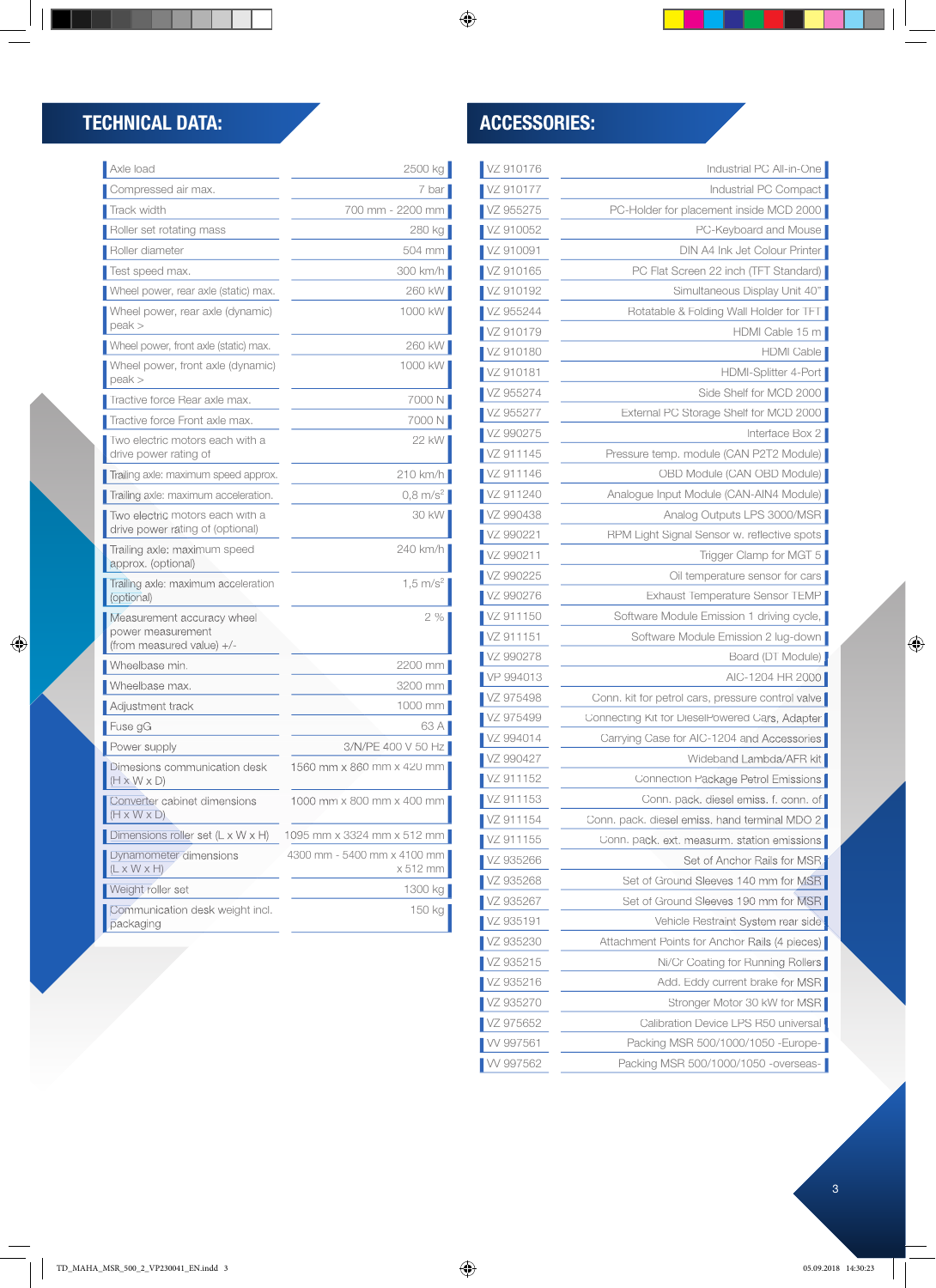## TECHNICAL DATA:

| | |
|---|---|
| Axle load | 2500 kg |
| Compressed air max. | 7 bar |
| Track width | 700 mm - 2200 mm |
| Roller set rotating mass | 280 kg |
| Roller diameter | 504 mm |
| Test speed max. | 300 km/h |
| Wheel power, rear axle (static) max. | 260 kW |
| Wheel power, rear axle (dynamic) peak > | 1000 kW |
| Wheel power, front axle (static) max. | 260 kW |
| Wheel power, front axle (dynamic) peak > | 1000 kW |
| Tractive force Rear axle max. | 7000 N |
| Tractive force Front axle max. | 7000 N |
| Two electric motors each with a drive power rating of | 22 kW |
| Trailing axle: maximum speed approx. | 210 km/h |
| Trailing axle: maximum acceleration. | 0,8 m/s² |
| Two electric motors each with a drive power rating of (optional) | 30 kW |
| Trailing axle: maximum speed approx. (optional) | 240 km/h |
| Trailing axle: maximum acceleration (optional) | 1,5 m/s² |
| Measurement accuracy wheel power measurement (from measured value) +/- | 2 % |
| Wheelbase min. | 2200 mm |
| Wheelbase max. | 3200 mm |
| Adjustment track | 1000 mm |
| Fuse gG | 63 A |
| Power supply | 3/N/PE 400 V 50 Hz |
| Dimesions communication desk (H x W x D) | 1560 mm x 860 mm x 420 mm |
| Converter cabinet dimensions (H x W x D) | 1000 mm x 800 mm x 400 mm |
| Dimensions roller set (L x W x H) | 1095 mm x 3324 mm x 512 mm |
| Dynamometer dimensions (L x W x H) | 4300 mm - 5400 mm x 4100 mm x 512 mm |
| Weight roller set | 1300 kg |
| Communication desk weight incl. packaging | 150 kg |

## ACCESSORIES:

| | |
|---|---|
| VZ 910176 | Industrial PC All-in-One |
| VZ 910177 | Industrial PC Compact |
| VZ 955275 | PC-Holder for placement inside MCD 2000 |
| VZ 910052 | PC-Keyboard and Mouse |
| VZ 910091 | DIN A4 Ink Jet Colour Printer |
| VZ 910165 | PC Flat Screen 22 inch (TFT Standard) |
| VZ 910192 | Simultaneous Display Unit 40" |
| VZ 955244 | Rotatable & Folding Wall Holder for TFT |
| VZ 910179 | HDMI Cable 15 m |
| VZ 910180 | HDMI Cable |
| VZ 910181 | HDMI-Splitter 4-Port |
| VZ 955274 | Side Shelf for MCD 2000 |
| VZ 955277 | External PC Storage Shelf for MCD 2000 |
| VZ 990275 | Interface Box 2 |
| VZ 911145 | Pressure temp. module (CAN P2T2 Module) |
| VZ 911146 | OBD Module (CAN OBD Module) |
| VZ 911240 | Analogue Input Module (CAN-AIN4 Module) |
| VZ 990438 | Analog Outputs LPS 3000/MSR |
| VZ 990221 | RPM Light Signal Sensor w. reflective spots |
| VZ 990211 | Trigger Clamp for MGT 5 |
| VZ 990225 | Oil temperature sensor for cars |
| VZ 990276 | Exhaust Temperature Sensor TEMP |
| VZ 911150 | Software Module Emission 1 driving cycle, |
| VZ 911151 | Software Module Emission 2 lug-down |
| VZ 990278 | Board (DT Module) |
| VP 994013 | AIC-1204 HR 2000 |
| VZ 975498 | Conn. kit for petrol cars, pressure control valve |
| VZ 975499 | Connecting Kit for DieselPowered Cars, Adapter |
| VZ 994014 | Carrying Case for AIC-1204 and Accessories |
| VZ 990427 | Wideband Lambda/AFR kit |
| VZ 911152 | Connection Package Petrol Emissions |
| VZ 911153 | Conn. pack. diesel emiss. f. conn. of |
| VZ 911154 | Conn. pack. diesel emiss. hand terminal MDO 2 |
| VZ 911155 | Conn. pack. ext. measurm. station emissions |
| VZ 935266 | Set of Anchor Rails for MSR |
| VZ 935268 | Set of Ground Sleeves 140 mm for MSR |
| VZ 935267 | Set of Ground Sleeves 190 mm for MSR |
| VZ 935191 | Vehicle Restraint System rear side |
| VZ 935230 | Attachment Points for Anchor Rails (4 pieces) |
| VZ 935215 | Ni/Cr Coating for Running Rollers |
| VZ 935216 | Add. Eddy current brake for MSR |
| VZ 935270 | Stronger Motor 30 kW for MSR |
| VZ 975652 | Calibration Device LPS R50 universal |
| VV 997561 | Packing MSR 500/1000/1050 -Europe- |
| VV 997562 | Packing MSR 500/1000/1050 -overseas- |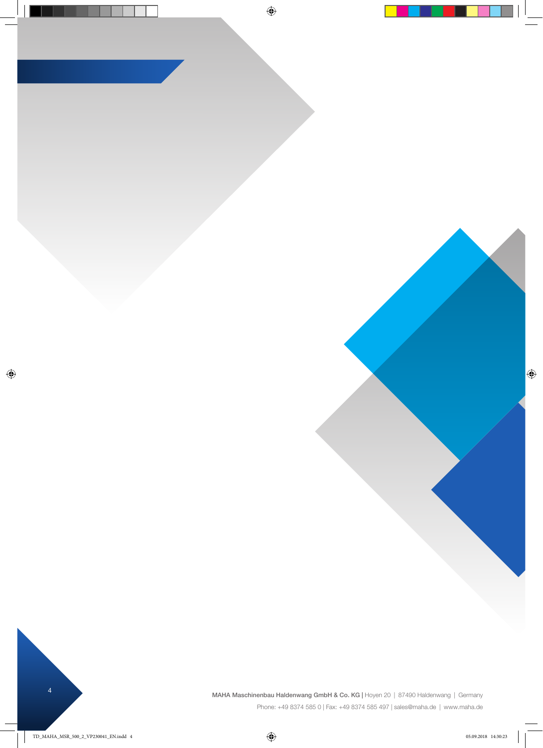**MAHA Maschinenbau Haldenwang GmbH & Co. KG** | Hoyen 20 | 87490 Haldenwang | Germany

Phone: +49 8374 585 0 | Fax: +49 8374 585 497 | sales@maha.de | www.maha.de